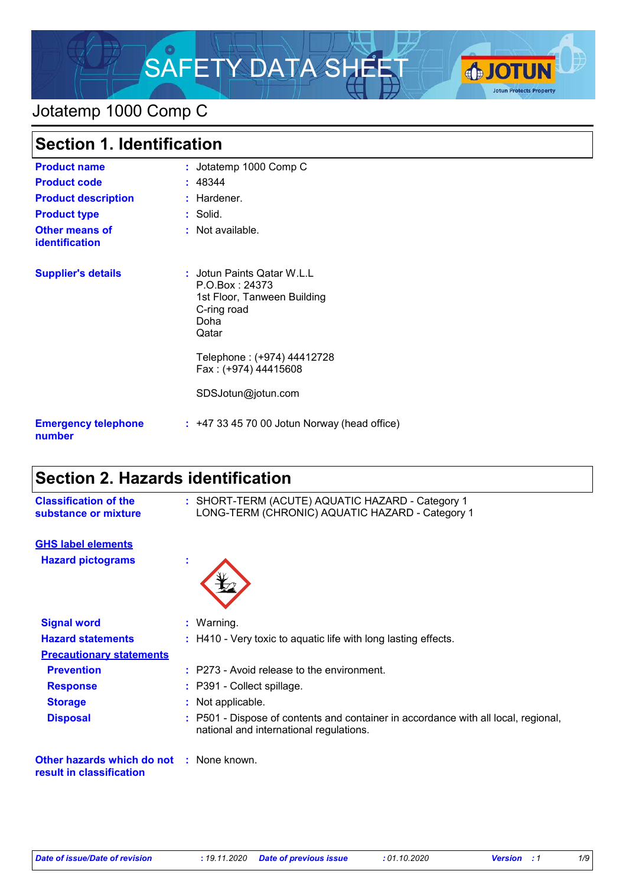# SAFETY DATA SHEET

Jotatemp 1000 Comp C

## Section 1. Identification

| | | |
|---|---|---|
| **Product name** | : | Jotatemp 1000 Comp C |
| **Product code** | : | 48344 |
| **Product description** | : | Hardener. |
| **Product type** | : | Solid. |
| **Other means of identification** | : | Not available. |
| **Supplier's details** | : | Jotun Paints Qatar W.L.L<br>P.O.Box : 24373<br>1st Floor, Tanween Building<br>C-ring road<br>Doha<br>Qatar<br><br>Telephone : (+974) 44412728<br>Fax : (+974) 44415608<br><br>SDSJotun@jotun.com |
| **Emergency telephone number** | : | +47 33 45 70 00 Jotun Norway (head office) |

## Section 2. Hazards identification

| | | |
|---|---|---|
| **Classification of the substance or mixture** | : | SHORT-TERM (ACUTE) AQUATIC HAZARD - Category 1<br>LONG-TERM (CHRONIC) AQUATIC HAZARD - Category 1 |

**GHS label elements**

| | | |
|---|---|---|
| **Hazard pictograms** | : | |
| **Signal word** | : | Warning. |
| **Hazard statements** | : | H410 - Very toxic to aquatic life with long lasting effects. |

**Precautionary statements**

| | | |
|---|---|---|
| **Prevention** | : | P273 - Avoid release to the environment. |
| **Response** | : | P391 - Collect spillage. |
| **Storage** | : | Not applicable. |
| **Disposal** | : | P501 - Dispose of contents and container in accordance with all local, regional, national and international regulations. |

| | | |
|---|---|---|
| **Other hazards which do not result in classification** | : | None known. |

*Date of issue/Date of revision* : 19.11.2020 *Date of previous issue* : 01.10.2020 *Version* : 1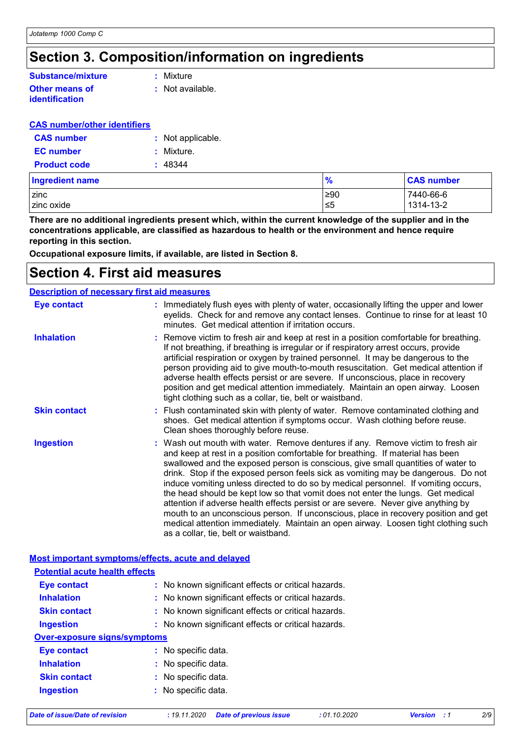# Section 3. Composition/information on ingredients

**Substance/mixture** : Mixture

**Other means of identification** : Not available.

**CAS number/other identifiers**

**CAS number** : Not applicable.

**EC number** : Mixture.

**Product code** : 48344

| Ingredient name | % | CAS number |
|---|---|---|
| zinc | ≥90 | 7440-66-6 |
| zinc oxide | ≤5 | 1314-13-2 |

**There are no additional ingredients present which, within the current knowledge of the supplier and in the concentrations applicable, are classified as hazardous to health or the environment and hence require reporting in this section.**

**Occupational exposure limits, if available, are listed in Section 8.**

# Section 4. First aid measures

**Description of necessary first aid measures**

**Eye contact** : Immediately flush eyes with plenty of water, occasionally lifting the upper and lower eyelids. Check for and remove any contact lenses. Continue to rinse for at least 10 minutes. Get medical attention if irritation occurs.

**Inhalation** : Remove victim to fresh air and keep at rest in a position comfortable for breathing. If not breathing, if breathing is irregular or if respiratory arrest occurs, provide artificial respiration or oxygen by trained personnel. It may be dangerous to the person providing aid to give mouth-to-mouth resuscitation. Get medical attention if adverse health effects persist or are severe. If unconscious, place in recovery position and get medical attention immediately. Maintain an open airway. Loosen tight clothing such as a collar, tie, belt or waistband.

**Skin contact** : Flush contaminated skin with plenty of water. Remove contaminated clothing and shoes. Get medical attention if symptoms occur. Wash clothing before reuse. Clean shoes thoroughly before reuse.

**Ingestion** : Wash out mouth with water. Remove dentures if any. Remove victim to fresh air and keep at rest in a position comfortable for breathing. If material has been swallowed and the exposed person is conscious, give small quantities of water to drink. Stop if the exposed person feels sick as vomiting may be dangerous. Do not induce vomiting unless directed to do so by medical personnel. If vomiting occurs, the head should be kept low so that vomit does not enter the lungs. Get medical attention if adverse health effects persist or are severe. Never give anything by mouth to an unconscious person. If unconscious, place in recovery position and get medical attention immediately. Maintain an open airway. Loosen tight clothing such as a collar, tie, belt or waistband.

**Most important symptoms/effects, acute and delayed**

**Potential acute health effects**

**Eye contact** : No known significant effects or critical hazards.

**Inhalation** : No known significant effects or critical hazards.

**Skin contact** : No known significant effects or critical hazards.

**Ingestion** : No known significant effects or critical hazards.

**Over-exposure signs/symptoms**

**Eye contact** : No specific data.

**Inhalation** : No specific data.

**Skin contact** : No specific data.

**Ingestion** : No specific data.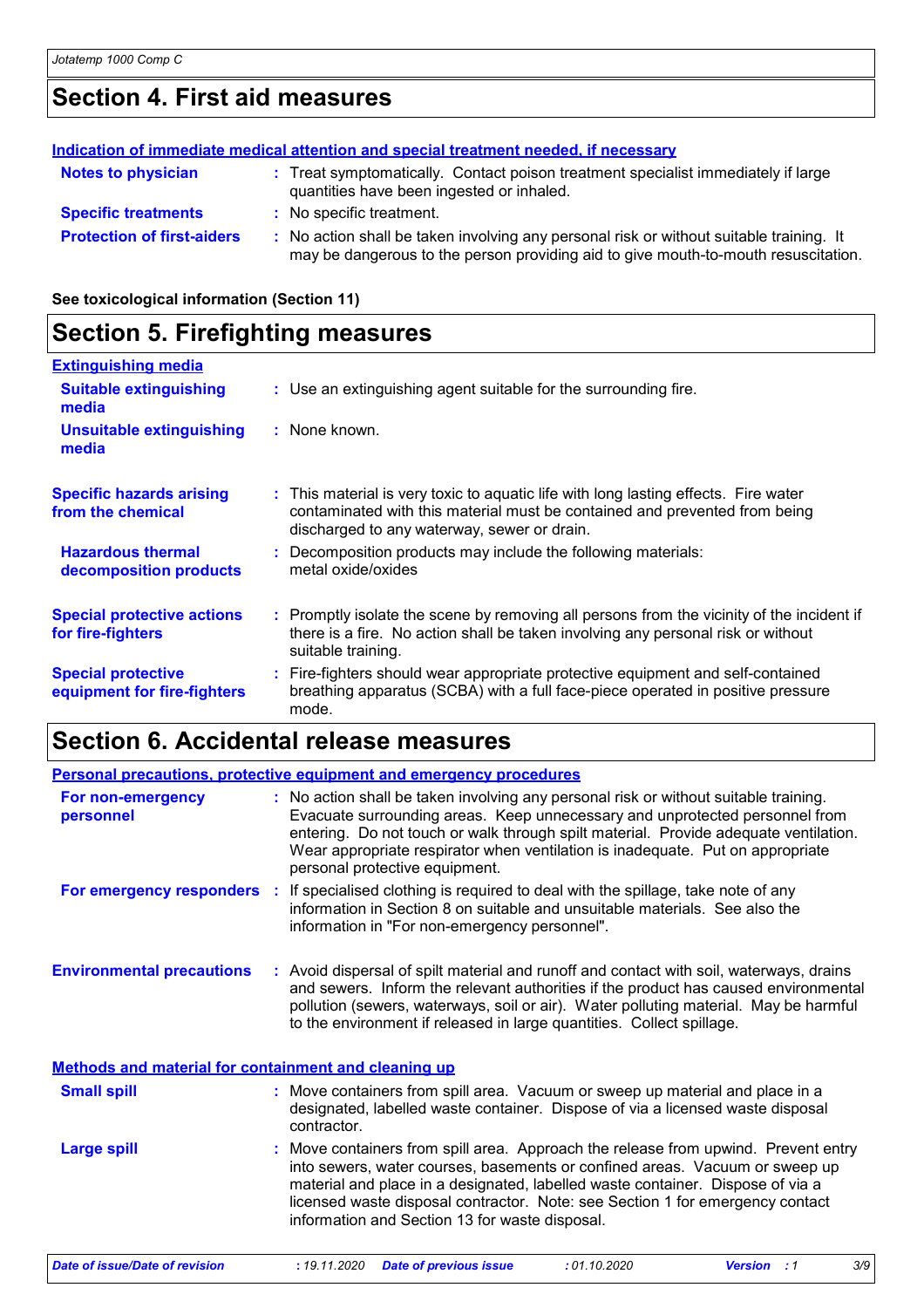# Section 4. First aid measures

**Indication of immediate medical attention and special treatment needed, if necessary**

**Notes to physician** : Treat symptomatically. Contact poison treatment specialist immediately if large quantities have been ingested or inhaled.

**Specific treatments** : No specific treatment.

**Protection of first-aiders** : No action shall be taken involving any personal risk or without suitable training. It may be dangerous to the person providing aid to give mouth-to-mouth resuscitation.

**See toxicological information (Section 11)**

# Section 5. Firefighting measures

**Extinguishing media**

**Suitable extinguishing media** : Use an extinguishing agent suitable for the surrounding fire.

**Unsuitable extinguishing media** : None known.

**Specific hazards arising from the chemical** : This material is very toxic to aquatic life with long lasting effects. Fire water contaminated with this material must be contained and prevented from being discharged to any waterway, sewer or drain.

**Hazardous thermal decomposition products** : Decomposition products may include the following materials: metal oxide/oxides

**Special protective actions for fire-fighters** : Promptly isolate the scene by removing all persons from the vicinity of the incident if there is a fire. No action shall be taken involving any personal risk or without suitable training.

**Special protective equipment for fire-fighters** : Fire-fighters should wear appropriate protective equipment and self-contained breathing apparatus (SCBA) with a full face-piece operated in positive pressure mode.

# Section 6. Accidental release measures

**Personal precautions, protective equipment and emergency procedures**

**For non-emergency personnel** : No action shall be taken involving any personal risk or without suitable training. Evacuate surrounding areas. Keep unnecessary and unprotected personnel from entering. Do not touch or walk through spilt material. Provide adequate ventilation. Wear appropriate respirator when ventilation is inadequate. Put on appropriate personal protective equipment.

**For emergency responders** : If specialised clothing is required to deal with the spillage, take note of any information in Section 8 on suitable and unsuitable materials. See also the information in "For non-emergency personnel".

**Environmental precautions** : Avoid dispersal of spilt material and runoff and contact with soil, waterways, drains and sewers. Inform the relevant authorities if the product has caused environmental pollution (sewers, waterways, soil or air). Water polluting material. May be harmful to the environment if released in large quantities. Collect spillage.

**Methods and material for containment and cleaning up**

**Small spill** : Move containers from spill area. Vacuum or sweep up material and place in a designated, labelled waste container. Dispose of via a licensed waste disposal contractor.

**Large spill** : Move containers from spill area. Approach the release from upwind. Prevent entry into sewers, water courses, basements or confined areas. Vacuum or sweep up material and place in a designated, labelled waste container. Dispose of via a licensed waste disposal contractor. Note: see Section 1 for emergency contact information and Section 13 for waste disposal.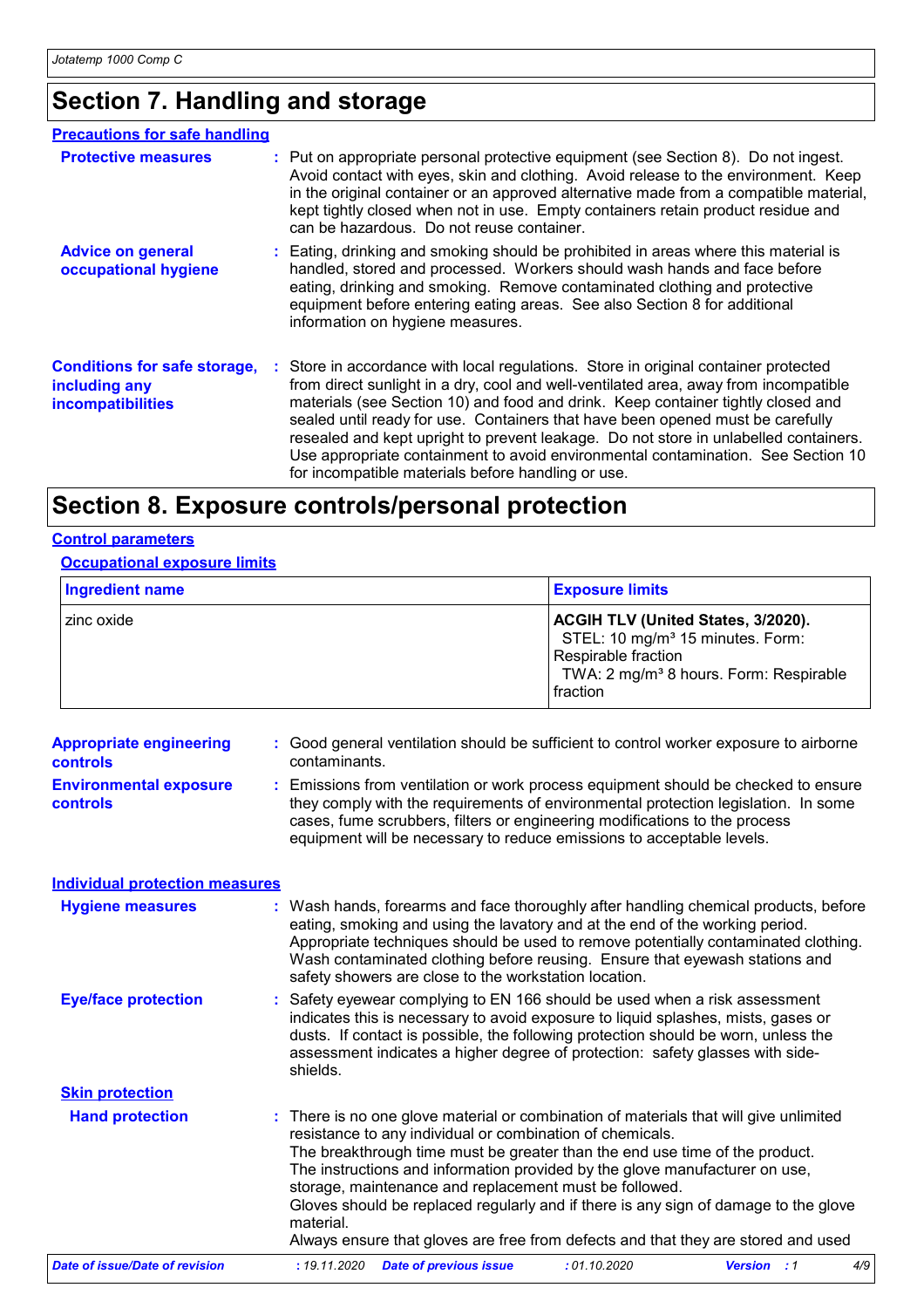# Section 7. Handling and storage

## Precautions for safe handling

**Protective measures** : Put on appropriate personal protective equipment (see Section 8). Do not ingest. Avoid contact with eyes, skin and clothing. Avoid release to the environment. Keep in the original container or an approved alternative made from a compatible material, kept tightly closed when not in use. Empty containers retain product residue and can be hazardous. Do not reuse container.

**Advice on general occupational hygiene** : Eating, drinking and smoking should be prohibited in areas where this material is handled, stored and processed. Workers should wash hands and face before eating, drinking and smoking. Remove contaminated clothing and protective equipment before entering eating areas. See also Section 8 for additional information on hygiene measures.

**Conditions for safe storage, including any incompatibilities** : Store in accordance with local regulations. Store in original container protected from direct sunlight in a dry, cool and well-ventilated area, away from incompatible materials (see Section 10) and food and drink. Keep container tightly closed and sealed until ready for use. Containers that have been opened must be carefully resealed and kept upright to prevent leakage. Do not store in unlabelled containers. Use appropriate containment to avoid environmental contamination. See Section 10 for incompatible materials before handling or use.

# Section 8. Exposure controls/personal protection

## Control parameters

### Occupational exposure limits

| Ingredient name | Exposure limits |
|---|---|
| zinc oxide | **ACGIH TLV (United States, 3/2020).** STEL: 10 mg/m³ 15 minutes. Form: Respirable fraction TWA: 2 mg/m³ 8 hours. Form: Respirable fraction |

**Appropriate engineering controls** : Good general ventilation should be sufficient to control worker exposure to airborne contaminants.

**Environmental exposure controls** : Emissions from ventilation or work process equipment should be checked to ensure they comply with the requirements of environmental protection legislation. In some cases, fume scrubbers, filters or engineering modifications to the process equipment will be necessary to reduce emissions to acceptable levels.

## Individual protection measures

**Hygiene measures** : Wash hands, forearms and face thoroughly after handling chemical products, before eating, smoking and using the lavatory and at the end of the working period. Appropriate techniques should be used to remove potentially contaminated clothing. Wash contaminated clothing before reusing. Ensure that eyewash stations and safety showers are close to the workstation location.

**Eye/face protection** : Safety eyewear complying to EN 166 should be used when a risk assessment indicates this is necessary to avoid exposure to liquid splashes, mists, gases or dusts. If contact is possible, the following protection should be worn, unless the assessment indicates a higher degree of protection: safety glasses with side-shields.

### Skin protection

**Hand protection** : There is no one glove material or combination of materials that will give unlimited resistance to any individual or combination of chemicals.
The breakthrough time must be greater than the end use time of the product.
The instructions and information provided by the glove manufacturer on use, storage, maintenance and replacement must be followed.
Gloves should be replaced regularly and if there is any sign of damage to the glove material.
Always ensure that gloves are free from defects and that they are stored and used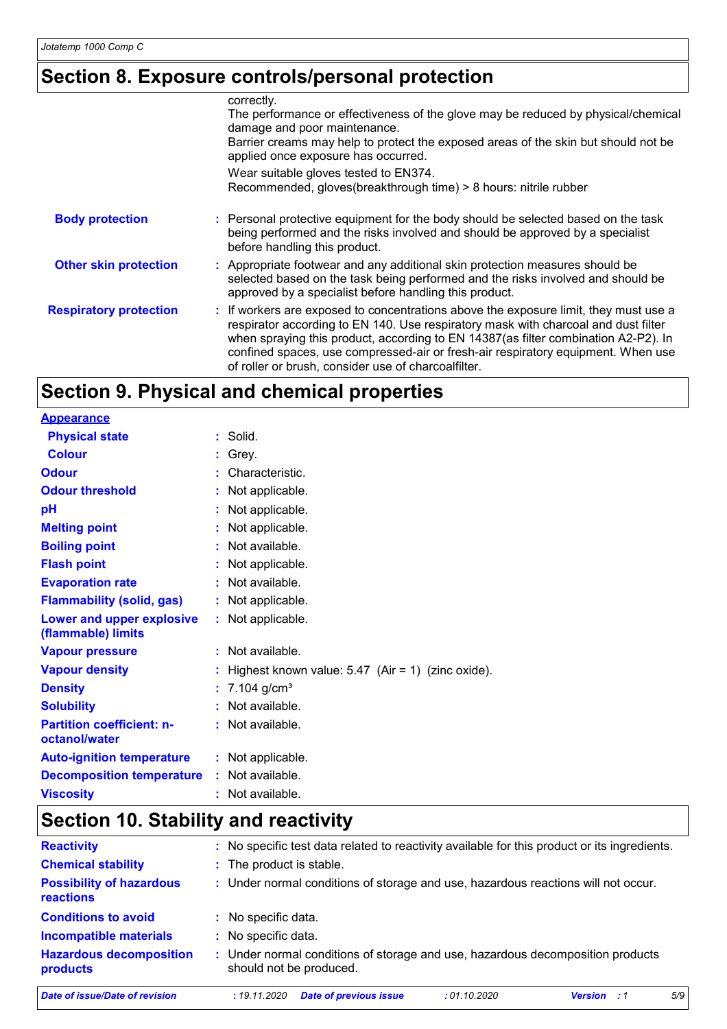## Section 8. Exposure controls/personal protection

| | |
|---|---|
| | correctly.<br>The performance or effectiveness of the glove may be reduced by physical/chemical damage and poor maintenance.<br>Barrier creams may help to protect the exposed areas of the skin but should not be applied once exposure has occurred.<br>Wear suitable gloves tested to EN374.<br>Recommended, gloves(breakthrough time) > 8 hours: nitrile rubber |
| **Body protection** | : Personal protective equipment for the body should be selected based on the task being performed and the risks involved and should be approved by a specialist before handling this product. |
| **Other skin protection** | : Appropriate footwear and any additional skin protection measures should be selected based on the task being performed and the risks involved and should be approved by a specialist before handling this product. |
| **Respiratory protection** | : If workers are exposed to concentrations above the exposure limit, they must use a respirator according to EN 140. Use respiratory mask with charcoal and dust filter when spraying this product, according to EN 14387(as filter combination A2-P2). In confined spaces, use compressed-air or fresh-air respiratory equipment. When use of roller or brush, consider use of charcoalfilter. |

## Section 9. Physical and chemical properties

**Appearance**

| | |
|---|---|
| **Physical state** | : Solid. |
| **Colour** | : Grey. |
| **Odour** | : Characteristic. |
| **Odour threshold** | : Not applicable. |
| **pH** | : Not applicable. |
| **Melting point** | : Not applicable. |
| **Boiling point** | : Not available. |
| **Flash point** | : Not applicable. |
| **Evaporation rate** | : Not available. |
| **Flammability (solid, gas)** | : Not applicable. |
| **Lower and upper explosive (flammable) limits** | : Not applicable. |
| **Vapour pressure** | : Not available. |
| **Vapour density** | : Highest known value: 5.47 (Air = 1) (zinc oxide). |
| **Density** | : 7.104 g/cm³ |
| **Solubility** | : Not available. |
| **Partition coefficient: n-octanol/water** | : Not available. |
| **Auto-ignition temperature** | : Not applicable. |
| **Decomposition temperature** | : Not available. |
| **Viscosity** | : Not available. |

## Section 10. Stability and reactivity

| | |
|---|---|
| **Reactivity** | : No specific test data related to reactivity available for this product or its ingredients. |
| **Chemical stability** | : The product is stable. |
| **Possibility of hazardous reactions** | : Under normal conditions of storage and use, hazardous reactions will not occur. |
| **Conditions to avoid** | : No specific data. |
| **Incompatible materials** | : No specific data. |
| **Hazardous decomposition products** | : Under normal conditions of storage and use, hazardous decomposition products should not be produced. |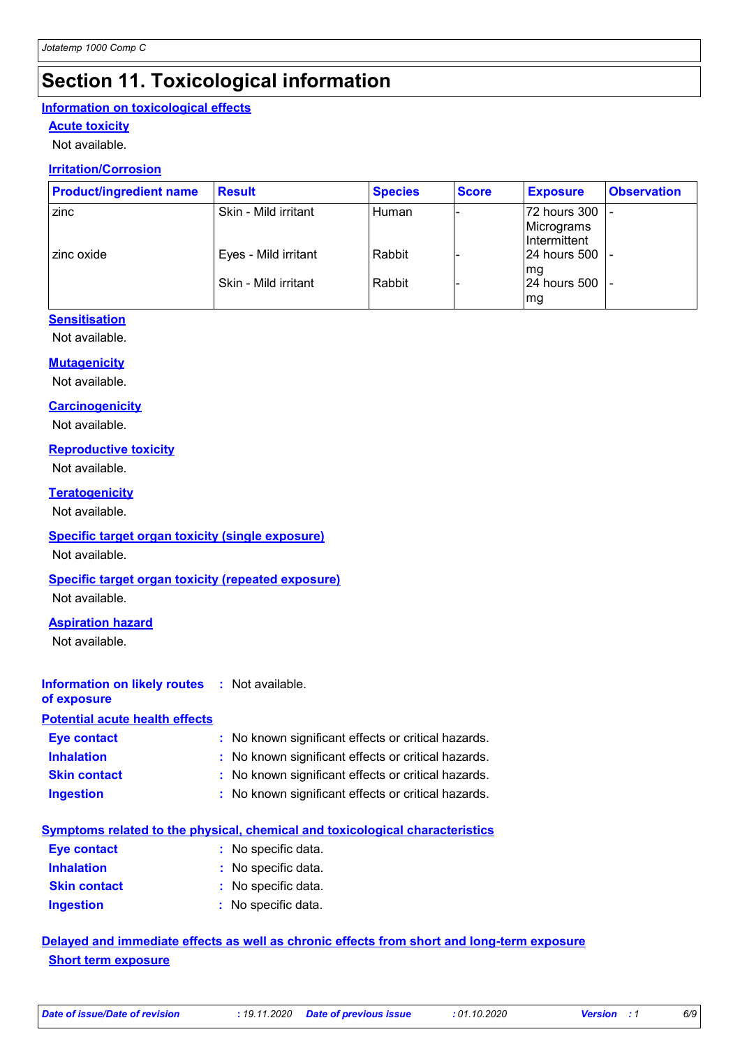# Section 11. Toxicological information

## Information on toxicological effects

### Acute toxicity

Not available.

### Irritation/Corrosion

| Product/ingredient name | Result | Species | Score | Exposure | Observation |
|---|---|---|---|---|---|
| zinc | Skin - Mild irritant | Human | - | 72 hours 300 Micrograms Intermittent | - |
| zinc oxide | Eyes - Mild irritant | Rabbit | - | 24 hours 500 mg | - |
| | Skin - Mild irritant | Rabbit | - | 24 hours 500 mg | - |

### Sensitisation

Not available.

### Mutagenicity

Not available.

### Carcinogenicity

Not available.

### Reproductive toxicity

Not available.

### Teratogenicity

Not available.

### Specific target organ toxicity (single exposure)

Not available.

### Specific target organ toxicity (repeated exposure)

Not available.

### Aspiration hazard

Not available.

**Information on likely routes of exposure** : Not available.

### Potential acute health effects

**Eye contact** : No known significant effects or critical hazards.
**Inhalation** : No known significant effects or critical hazards.
**Skin contact** : No known significant effects or critical hazards.
**Ingestion** : No known significant effects or critical hazards.

### Symptoms related to the physical, chemical and toxicological characteristics

**Eye contact** : No specific data.
**Inhalation** : No specific data.
**Skin contact** : No specific data.
**Ingestion** : No specific data.

### Delayed and immediate effects as well as chronic effects from short and long-term exposure

#### Short term exposure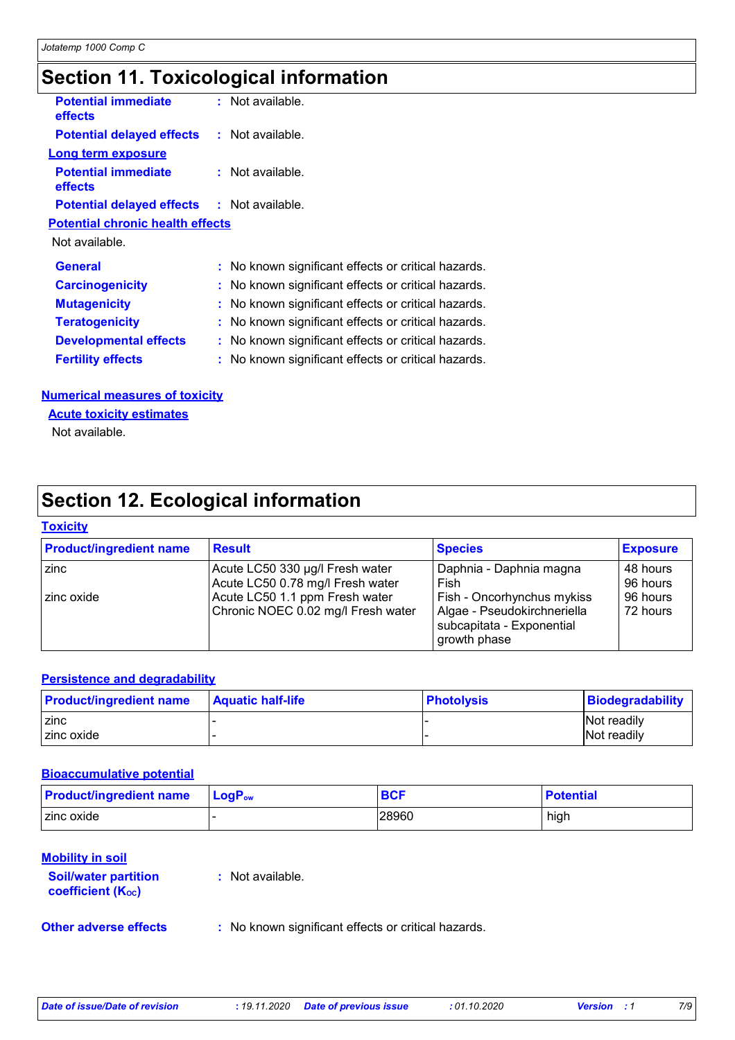# Section 11. Toxicological information

**Potential immediate effects** : Not available.

**Potential delayed effects** : Not available.

**Long term exposure**

**Potential immediate effects** : Not available.

**Potential delayed effects** : Not available.

**Potential chronic health effects**

Not available.

**General** : No known significant effects or critical hazards.

**Carcinogenicity** : No known significant effects or critical hazards.

**Mutagenicity** : No known significant effects or critical hazards.

**Teratogenicity** : No known significant effects or critical hazards.

**Developmental effects** : No known significant effects or critical hazards.

**Fertility effects** : No known significant effects or critical hazards.

**Numerical measures of toxicity**

**Acute toxicity estimates**

Not available.

# Section 12. Ecological information

**Toxicity**

| Product/ingredient name | Result | Species | Exposure |
|---|---|---|---|
| zinc | Acute LC50 330 µg/l Fresh water | Daphnia - Daphnia magna | 48 hours |
| | Acute LC50 0.78 mg/l Fresh water | Fish | 96 hours |
| zinc oxide | Acute LC50 1.1 ppm Fresh water | Fish - Oncorhynchus mykiss | 96 hours |
| | Chronic NOEC 0.02 mg/l Fresh water | Algae - Pseudokirchneriella subcapitata - Exponential growth phase | 72 hours |

**Persistence and degradability**

| Product/ingredient name | Aquatic half-life | Photolysis | Biodegradability |
|---|---|---|---|
| zinc | - | - | Not readily |
| zinc oxide | - | - | Not readily |

**Bioaccumulative potential**

| Product/ingredient name | $LogP_{ow}$ | BCF | Potential |
|---|---|---|---|
| zinc oxide | - | 28960 | high |

**Mobility in soil**

**Soil/water partition coefficient ($K_{OC}$)** : Not available.

**Other adverse effects** : No known significant effects or critical hazards.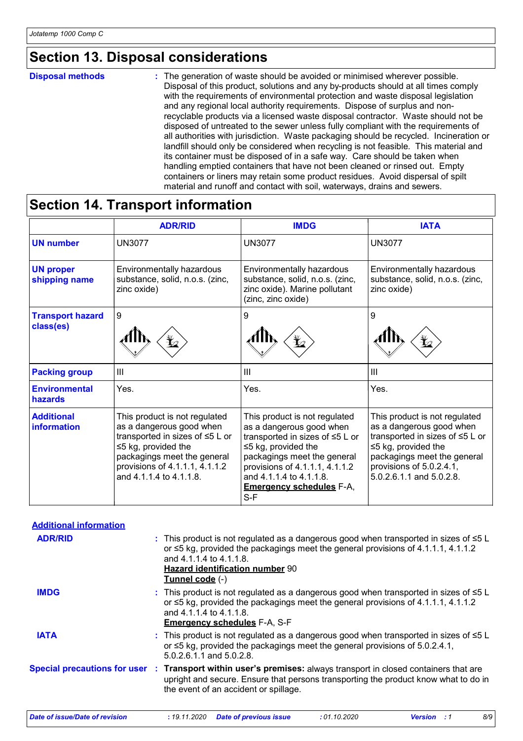## Section 13. Disposal considerations

**Disposal methods** : The generation of waste should be avoided or minimised wherever possible. Disposal of this product, solutions and any by-products should at all times comply with the requirements of environmental protection and waste disposal legislation and any regional local authority requirements. Dispose of surplus and non-recyclable products via a licensed waste disposal contractor. Waste should not be disposed of untreated to the sewer unless fully compliant with the requirements of all authorities with jurisdiction. Waste packaging should be recycled. Incineration or landfill should only be considered when recycling is not feasible. This material and its container must be disposed of in a safe way. Care should be taken when handling emptied containers that have not been cleaned or rinsed out. Empty containers or liners may retain some product residues. Avoid dispersal of spilt material and runoff and contact with soil, waterways, drains and sewers.

## Section 14. Transport information

| | ADR/RID | IMDG | IATA |
|---|---|---|---|
| **UN number** | UN3077 | UN3077 | UN3077 |
| **UN proper shipping name** | Environmentally hazardous substance, solid, n.o.s. (zinc, zinc oxide) | Environmentally hazardous substance, solid, n.o.s. (zinc, zinc oxide). Marine pollutant (zinc, zinc oxide) | Environmentally hazardous substance, solid, n.o.s. (zinc, zinc oxide) |
| **Transport hazard class(es)** | 9 | 9 | 9 |
| **Packing group** | III | III | III |
| **Environmental hazards** | Yes. | Yes. | Yes. |
| **Additional information** | This product is not regulated as a dangerous good when transported in sizes of ≤5 L or ≤5 kg, provided the packagings meet the general provisions of 4.1.1.1, 4.1.1.2 and 4.1.1.4 to 4.1.1.8. | This product is not regulated as a dangerous good when transported in sizes of ≤5 L or ≤5 kg, provided the packagings meet the general provisions of 4.1.1.1, 4.1.1.2 and 4.1.1.4 to 4.1.1.8. **Emergency schedules** F-A, S-F | This product is not regulated as a dangerous good when transported in sizes of ≤5 L or ≤5 kg, provided the packagings meet the general provisions of 5.0.2.4.1, 5.0.2.6.1.1 and 5.0.2.8. |

**Additional information**

**ADR/RID** : This product is not regulated as a dangerous good when transported in sizes of ≤5 L or ≤5 kg, provided the packagings meet the general provisions of 4.1.1.1, 4.1.1.2 and 4.1.1.4 to 4.1.1.8.
**Hazard identification number** 90
**Tunnel code** (-)

**IMDG** : This product is not regulated as a dangerous good when transported in sizes of ≤5 L or ≤5 kg, provided the packagings meet the general provisions of 4.1.1.1, 4.1.1.2 and 4.1.1.4 to 4.1.1.8.
**Emergency schedules** F-A, S-F

**IATA** : This product is not regulated as a dangerous good when transported in sizes of ≤5 L or ≤5 kg, provided the packagings meet the general provisions of 5.0.2.4.1, 5.0.2.6.1.1 and 5.0.2.8.

**Special precautions for user** : **Transport within user's premises:** always transport in closed containers that are upright and secure. Ensure that persons transporting the product know what to do in the event of an accident or spillage.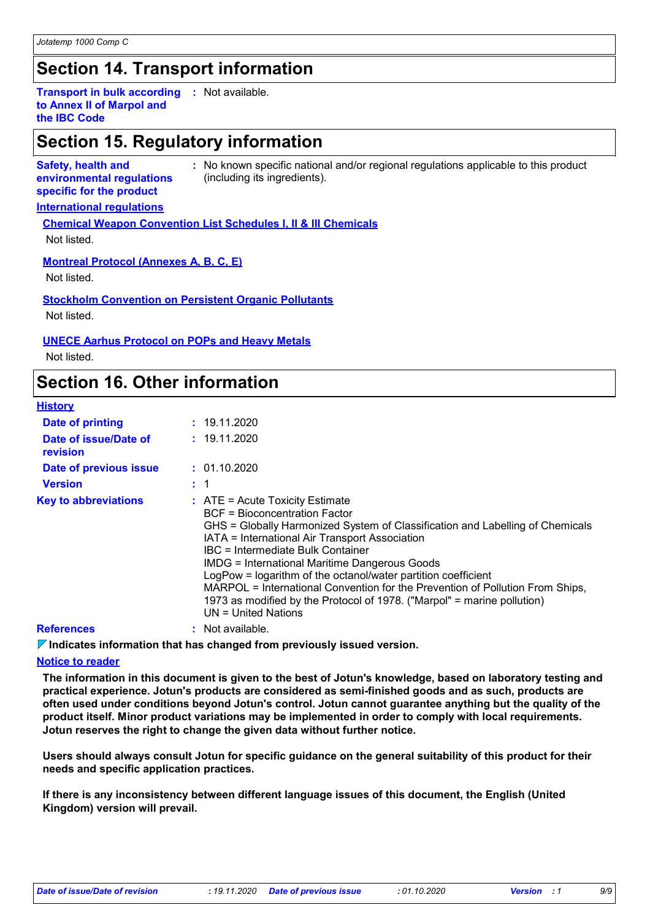## Section 14. Transport information

**Transport in bulk according to Annex II of Marpol and the IBC Code** : Not available.

## Section 15. Regulatory information

**Safety, health and environmental regulations specific for the product** : No known specific national and/or regional regulations applicable to this product (including its ingredients).

**International regulations**

**Chemical Weapon Convention List Schedules I, II & III Chemicals**

Not listed.

**Montreal Protocol (Annexes A, B, C, E)**

Not listed.

**Stockholm Convention on Persistent Organic Pollutants**

Not listed.

**UNECE Aarhus Protocol on POPs and Heavy Metals**

Not listed.

## Section 16. Other information

**History**

**Date of printing** : 19.11.2020

**Date of issue/Date of revision** : 19.11.2020

**Date of previous issue** : 01.10.2020

**Version** : 1

**Key to abbreviations** :
ATE = Acute Toxicity Estimate
BCF = Bioconcentration Factor
GHS = Globally Harmonized System of Classification and Labelling of Chemicals
IATA = International Air Transport Association
IBC = Intermediate Bulk Container
IMDG = International Maritime Dangerous Goods
LogPow = logarithm of the octanol/water partition coefficient
MARPOL = International Convention for the Prevention of Pollution From Ships, 1973 as modified by the Protocol of 1978. ("Marpol" = marine pollution)
UN = United Nations

**References** : Not available.

**Indicates information that has changed from previously issued version.**

**Notice to reader**

**The information in this document is given to the best of Jotun's knowledge, based on laboratory testing and practical experience. Jotun's products are considered as semi-finished goods and as such, products are often used under conditions beyond Jotun's control. Jotun cannot guarantee anything but the quality of the product itself. Minor product variations may be implemented in order to comply with local requirements. Jotun reserves the right to change the given data without further notice.**

**Users should always consult Jotun for specific guidance on the general suitability of this product for their needs and specific application practices.**

**If there is any inconsistency between different language issues of this document, the English (United Kingdom) version will prevail.**